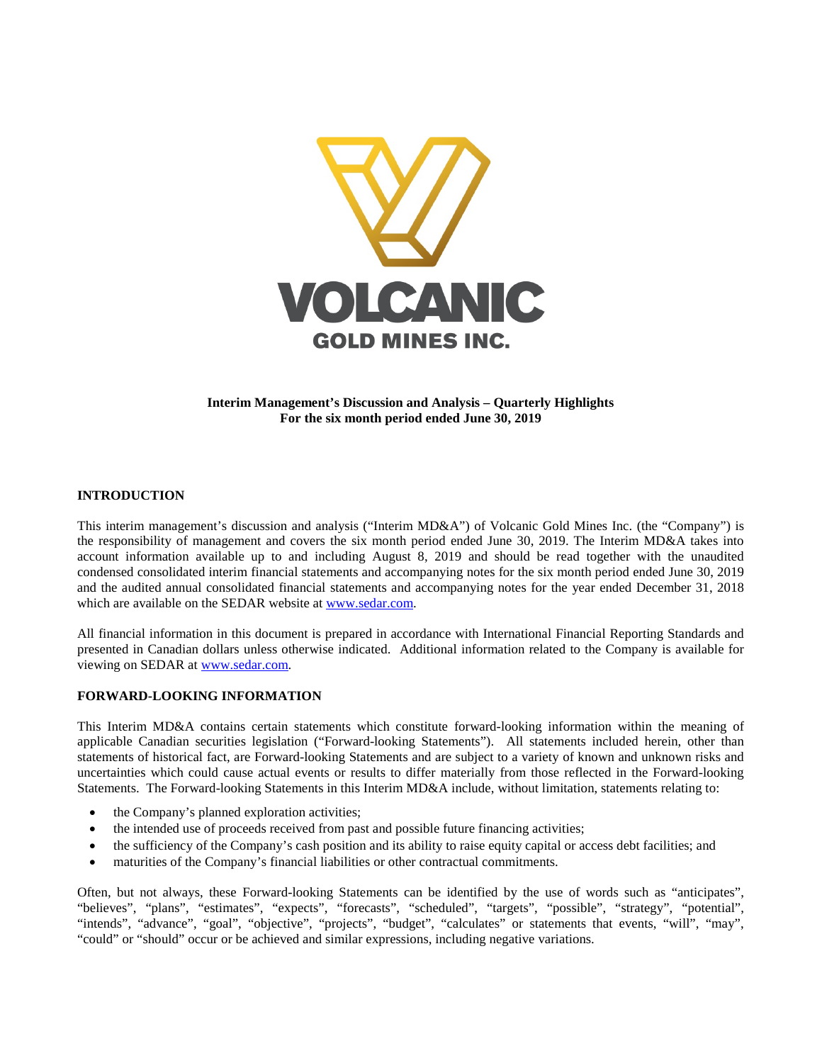**Interim Management's Discussion and Analysis – Quarterly Highlights**
**For the six month period ended June 30, 2019**

## INTRODUCTION

This interim management's discussion and analysis ("Interim MD&A") of Volcanic Gold Mines Inc. (the "Company") is the responsibility of management and covers the six month period ended June 30, 2019. The Interim MD&A takes into account information available up to and including August 8, 2019 and should be read together with the unaudited condensed consolidated interim financial statements and accompanying notes for the six month period ended June 30, 2019 and the audited annual consolidated financial statements and accompanying notes for the year ended December 31, 2018 which are available on the SEDAR website at www.sedar.com.

All financial information in this document is prepared in accordance with International Financial Reporting Standards and presented in Canadian dollars unless otherwise indicated. Additional information related to the Company is available for viewing on SEDAR at www.sedar.com.

## FORWARD-LOOKING INFORMATION

This Interim MD&A contains certain statements which constitute forward-looking information within the meaning of applicable Canadian securities legislation ("Forward-looking Statements"). All statements included herein, other than statements of historical fact, are Forward-looking Statements and are subject to a variety of known and unknown risks and uncertainties which could cause actual events or results to differ materially from those reflected in the Forward-looking Statements. The Forward-looking Statements in this Interim MD&A include, without limitation, statements relating to:

- the Company's planned exploration activities;
- the intended use of proceeds received from past and possible future financing activities;
- the sufficiency of the Company's cash position and its ability to raise equity capital or access debt facilities; and
- maturities of the Company's financial liabilities or other contractual commitments.

Often, but not always, these Forward-looking Statements can be identified by the use of words such as "anticipates", "believes", "plans", "estimates", "expects", "forecasts", "scheduled", "targets", "possible", "strategy", "potential", "intends", "advance", "goal", "objective", "projects", "budget", "calculates" or statements that events, "will", "may", "could" or "should" occur or be achieved and similar expressions, including negative variations.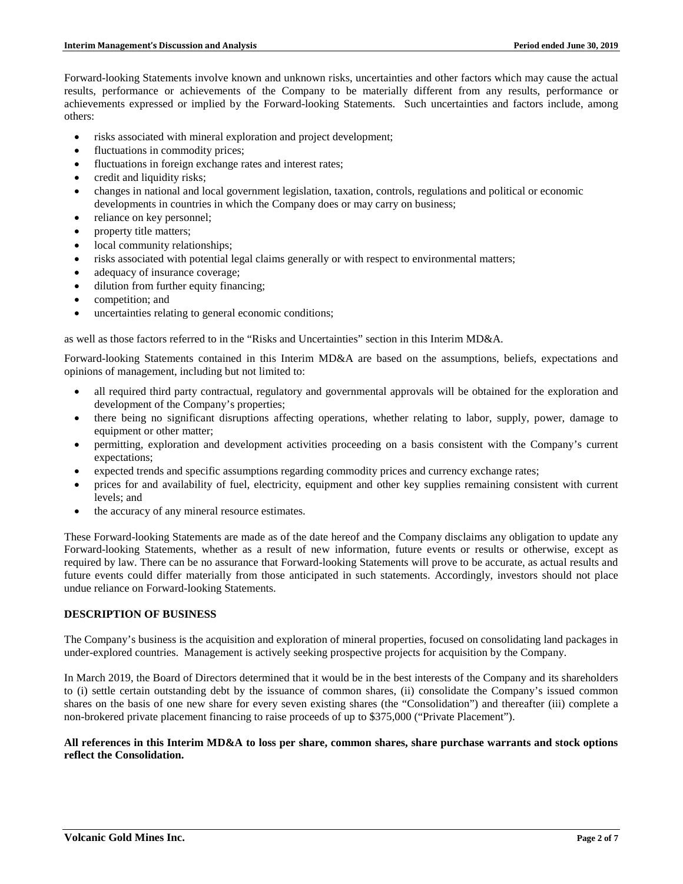Forward-looking Statements involve known and unknown risks, uncertainties and other factors which may cause the actual results, performance or achievements of the Company to be materially different from any results, performance or achievements expressed or implied by the Forward-looking Statements. Such uncertainties and factors include, among others:

- risks associated with mineral exploration and project development;
- fluctuations in commodity prices;
- fluctuations in foreign exchange rates and interest rates;
- credit and liquidity risks;
- changes in national and local government legislation, taxation, controls, regulations and political or economic developments in countries in which the Company does or may carry on business;
- reliance on key personnel;
- property title matters;
- local community relationships;
- risks associated with potential legal claims generally or with respect to environmental matters;
- adequacy of insurance coverage;
- dilution from further equity financing;
- competition; and
- uncertainties relating to general economic conditions;

as well as those factors referred to in the "Risks and Uncertainties" section in this Interim MD&A.

Forward-looking Statements contained in this Interim MD&A are based on the assumptions, beliefs, expectations and opinions of management, including but not limited to:

- all required third party contractual, regulatory and governmental approvals will be obtained for the exploration and development of the Company's properties;
- there being no significant disruptions affecting operations, whether relating to labor, supply, power, damage to equipment or other matter;
- permitting, exploration and development activities proceeding on a basis consistent with the Company's current expectations;
- expected trends and specific assumptions regarding commodity prices and currency exchange rates;
- prices for and availability of fuel, electricity, equipment and other key supplies remaining consistent with current levels; and
- the accuracy of any mineral resource estimates.

These Forward-looking Statements are made as of the date hereof and the Company disclaims any obligation to update any Forward-looking Statements, whether as a result of new information, future events or results or otherwise, except as required by law. There can be no assurance that Forward-looking Statements will prove to be accurate, as actual results and future events could differ materially from those anticipated in such statements. Accordingly, investors should not place undue reliance on Forward-looking Statements.

## DESCRIPTION OF BUSINESS

The Company's business is the acquisition and exploration of mineral properties, focused on consolidating land packages in under-explored countries. Management is actively seeking prospective projects for acquisition by the Company.

In March 2019, the Board of Directors determined that it would be in the best interests of the Company and its shareholders to (i) settle certain outstanding debt by the issuance of common shares, (ii) consolidate the Company's issued common shares on the basis of one new share for every seven existing shares (the "Consolidation") and thereafter (iii) complete a non-brokered private placement financing to raise proceeds of up to $375,000 ("Private Placement").

**All references in this Interim MD&A to loss per share, common shares, share purchase warrants and stock options reflect the Consolidation.**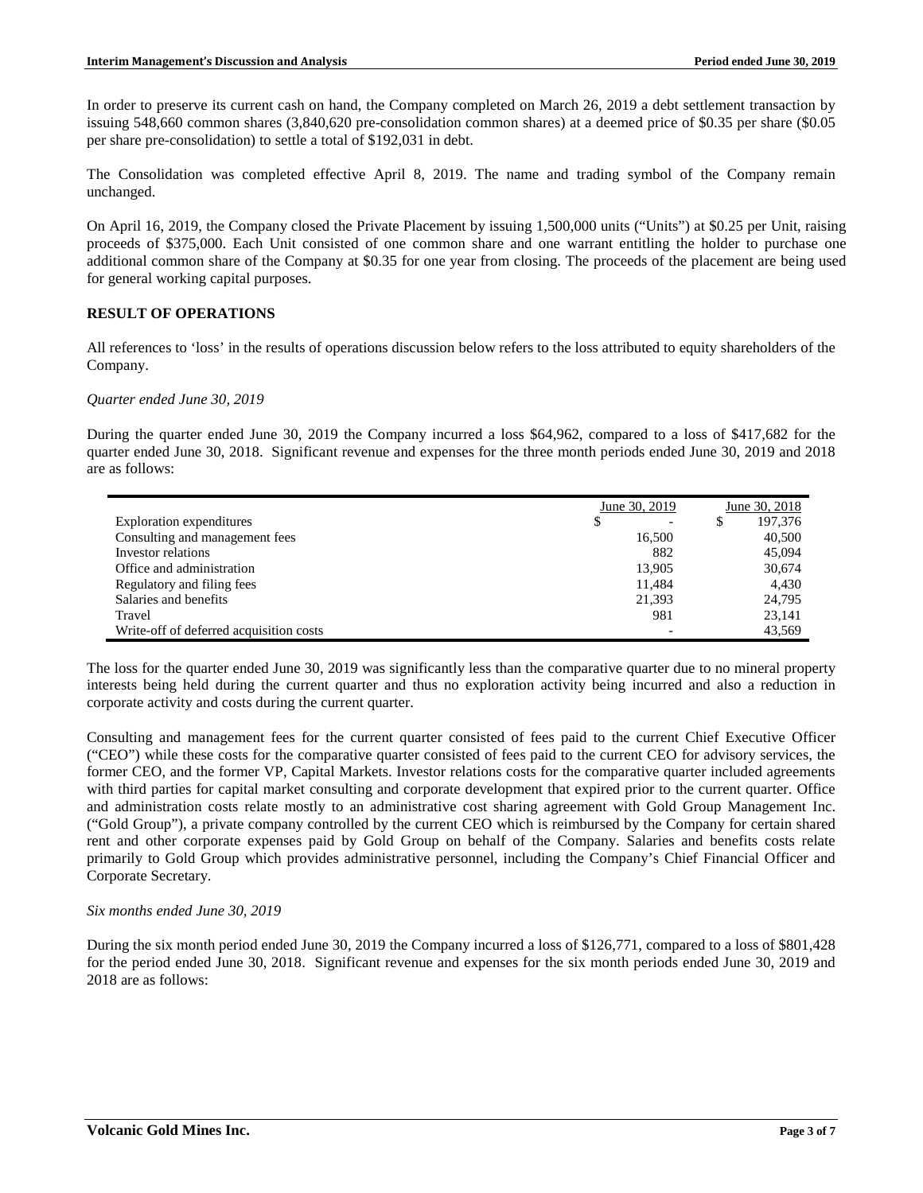In order to preserve its current cash on hand, the Company completed on March 26, 2019 a debt settlement transaction by issuing 548,660 common shares (3,840,620 pre-consolidation common shares) at a deemed price of $0.35 per share ($0.05 per share pre-consolidation) to settle a total of $192,031 in debt.

The Consolidation was completed effective April 8, 2019. The name and trading symbol of the Company remain unchanged.

On April 16, 2019, the Company closed the Private Placement by issuing 1,500,000 units ("Units") at $0.25 per Unit, raising proceeds of $375,000. Each Unit consisted of one common share and one warrant entitling the holder to purchase one additional common share of the Company at $0.35 for one year from closing. The proceeds of the placement are being used for general working capital purposes.

## RESULT OF OPERATIONS

All references to 'loss' in the results of operations discussion below refers to the loss attributed to equity shareholders of the Company.

*Quarter ended June 30, 2019*

During the quarter ended June 30, 2019 the Company incurred a loss $64,962, compared to a loss of $417,682 for the quarter ended June 30, 2018. Significant revenue and expenses for the three month periods ended June 30, 2019 and 2018 are as follows:

| | June 30, 2019 | June 30, 2018 |
|---|---|---|
| Exploration expenditures | $ - | $ 197,376 |
| Consulting and management fees | 16,500 | 40,500 |
| Investor relations | 882 | 45,094 |
| Office and administration | 13,905 | 30,674 |
| Regulatory and filing fees | 11,484 | 4,430 |
| Salaries and benefits | 21,393 | 24,795 |
| Travel | 981 | 23,141 |
| Write-off of deferred acquisition costs | - | 43,569 |

The loss for the quarter ended June 30, 2019 was significantly less than the comparative quarter due to no mineral property interests being held during the current quarter and thus no exploration activity being incurred and also a reduction in corporate activity and costs during the current quarter.

Consulting and management fees for the current quarter consisted of fees paid to the current Chief Executive Officer ("CEO") while these costs for the comparative quarter consisted of fees paid to the current CEO for advisory services, the former CEO, and the former VP, Capital Markets. Investor relations costs for the comparative quarter included agreements with third parties for capital market consulting and corporate development that expired prior to the current quarter. Office and administration costs relate mostly to an administrative cost sharing agreement with Gold Group Management Inc. ("Gold Group"), a private company controlled by the current CEO which is reimbursed by the Company for certain shared rent and other corporate expenses paid by Gold Group on behalf of the Company. Salaries and benefits costs relate primarily to Gold Group which provides administrative personnel, including the Company's Chief Financial Officer and Corporate Secretary.

*Six months ended June 30, 2019*

During the six month period ended June 30, 2019 the Company incurred a loss of $126,771, compared to a loss of $801,428 for the period ended June 30, 2018. Significant revenue and expenses for the six month periods ended June 30, 2019 and 2018 are as follows: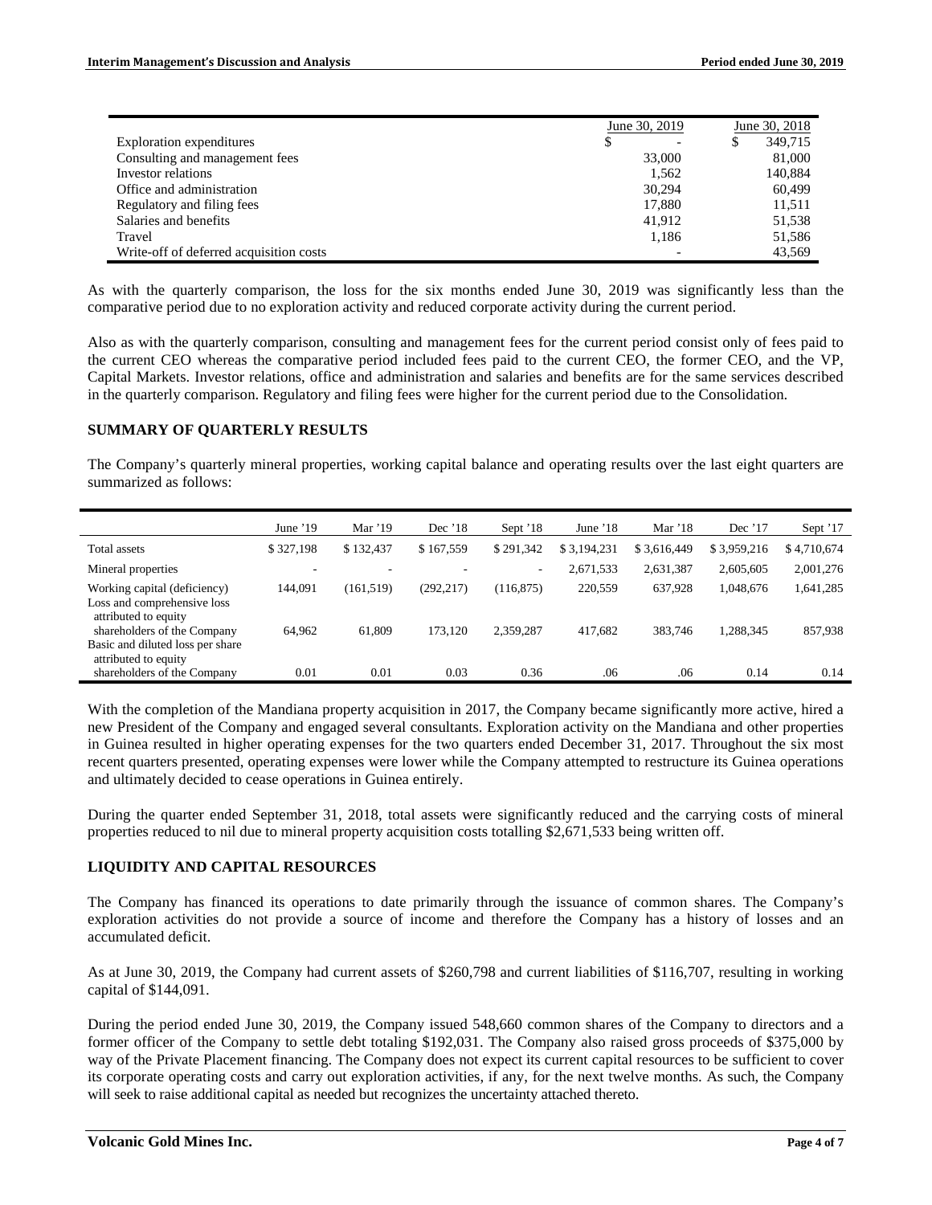| | June 30, 2019 | June 30, 2018 |
|---|---|---|
| Exploration expenditures | $ - | $ 349,715 |
| Consulting and management fees | 33,000 | 81,000 |
| Investor relations | 1,562 | 140,884 |
| Office and administration | 30,294 | 60,499 |
| Regulatory and filing fees | 17,880 | 11,511 |
| Salaries and benefits | 41,912 | 51,538 |
| Travel | 1,186 | 51,586 |
| Write-off of deferred acquisition costs | - | 43,569 |

As with the quarterly comparison, the loss for the six months ended June 30, 2019 was significantly less than the comparative period due to no exploration activity and reduced corporate activity during the current period.

Also as with the quarterly comparison, consulting and management fees for the current period consist only of fees paid to the current CEO whereas the comparative period included fees paid to the current CEO, the former CEO, and the VP, Capital Markets. Investor relations, office and administration and salaries and benefits are for the same services described in the quarterly comparison. Regulatory and filing fees were higher for the current period due to the Consolidation.

## SUMMARY OF QUARTERLY RESULTS

The Company's quarterly mineral properties, working capital balance and operating results over the last eight quarters are summarized as follows:

| | June '19 | Mar '19 | Dec '18 | Sept '18 | June '18 | Mar '18 | Dec '17 | Sept '17 |
|---|---|---|---|---|---|---|---|---|
| Total assets | $ 327,198 | $ 132,437 | $ 167,559 | $ 291,342 | $ 3,194,231 | $ 3,616,449 | $ 3,959,216 | $ 4,710,674 |
| Mineral properties | - | - | - | - | 2,671,533 | 2,631,387 | 2,605,605 | 2,001,276 |
| Working capital (deficiency) | 144,091 | (161,519) | (292,217) | (116,875) | 220,559 | 637,928 | 1,048,676 | 1,641,285 |
| Loss and comprehensive loss attributed to equity shareholders of the Company | 64,962 | 61,809 | 173,120 | 2,359,287 | 417,682 | 383,746 | 1,288,345 | 857,938 |
| Basic and diluted loss per share attributed to equity shareholders of the Company | 0.01 | 0.01 | 0.03 | 0.36 | .06 | .06 | 0.14 | 0.14 |

With the completion of the Mandiana property acquisition in 2017, the Company became significantly more active, hired a new President of the Company and engaged several consultants. Exploration activity on the Mandiana and other properties in Guinea resulted in higher operating expenses for the two quarters ended December 31, 2017. Throughout the six most recent quarters presented, operating expenses were lower while the Company attempted to restructure its Guinea operations and ultimately decided to cease operations in Guinea entirely.

During the quarter ended September 31, 2018, total assets were significantly reduced and the carrying costs of mineral properties reduced to nil due to mineral property acquisition costs totalling $2,671,533 being written off.

## LIQUIDITY AND CAPITAL RESOURCES

The Company has financed its operations to date primarily through the issuance of common shares. The Company's exploration activities do not provide a source of income and therefore the Company has a history of losses and an accumulated deficit.

As at June 30, 2019, the Company had current assets of $260,798 and current liabilities of $116,707, resulting in working capital of $144,091.

During the period ended June 30, 2019, the Company issued 548,660 common shares of the Company to directors and a former officer of the Company to settle debt totaling $192,031. The Company also raised gross proceeds of $375,000 by way of the Private Placement financing. The Company does not expect its current capital resources to be sufficient to cover its corporate operating costs and carry out exploration activities, if any, for the next twelve months. As such, the Company will seek to raise additional capital as needed but recognizes the uncertainty attached thereto.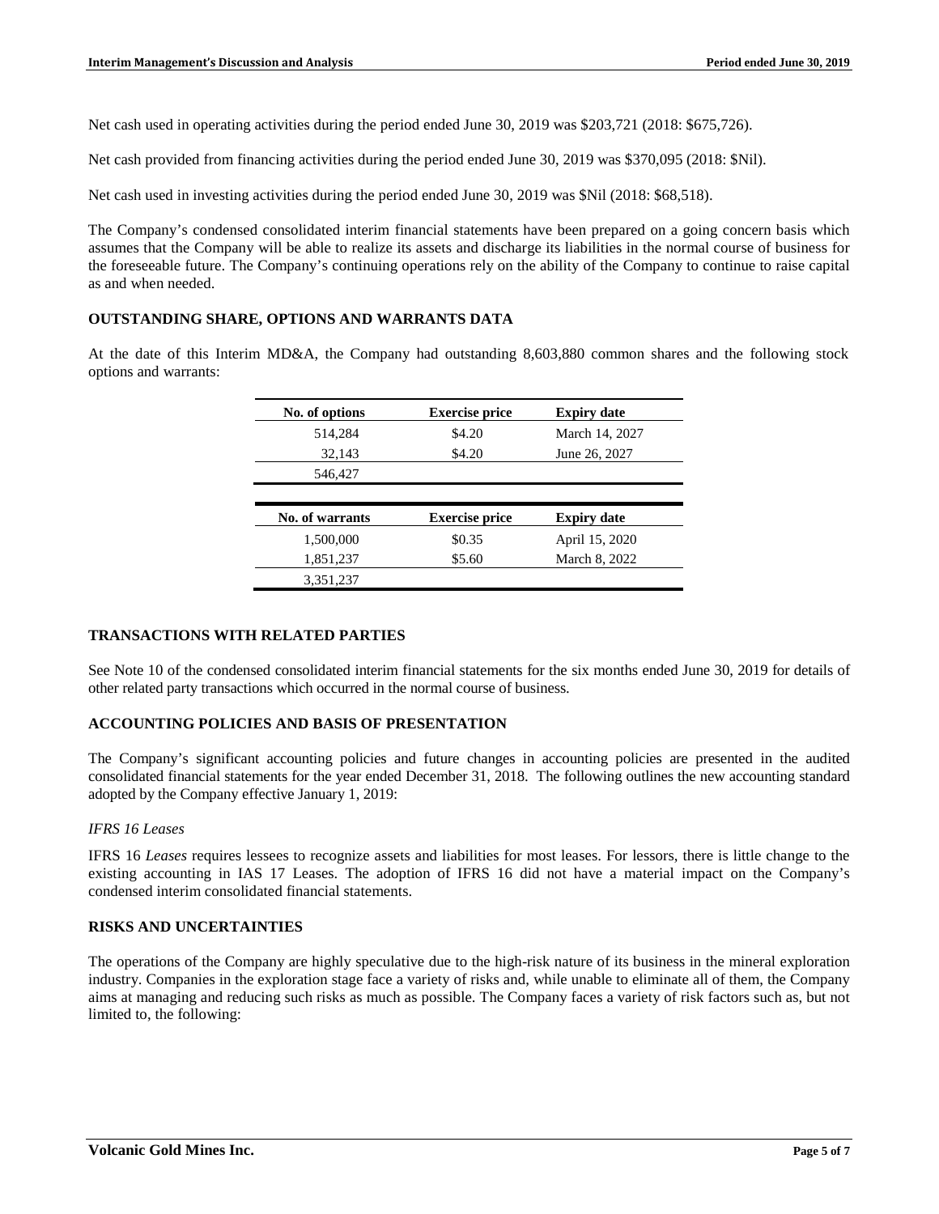Net cash used in operating activities during the period ended June 30, 2019 was $203,721 (2018: $675,726).

Net cash provided from financing activities during the period ended June 30, 2019 was $370,095 (2018: $Nil).

Net cash used in investing activities during the period ended June 30, 2019 was $Nil (2018: $68,518).

The Company's condensed consolidated interim financial statements have been prepared on a going concern basis which assumes that the Company will be able to realize its assets and discharge its liabilities in the normal course of business for the foreseeable future. The Company's continuing operations rely on the ability of the Company to continue to raise capital as and when needed.

## OUTSTANDING SHARE, OPTIONS AND WARRANTS DATA

At the date of this Interim MD&A, the Company had outstanding 8,603,880 common shares and the following stock options and warrants:

| No. of options | Exercise price | Expiry date |
|---|---|---|
| 514,284 | $4.20 | March 14, 2027 |
| 32,143 | $4.20 | June 26, 2027 |
| 546,427 | | |

| No. of warrants | Exercise price | Expiry date |
|---|---|---|
| 1,500,000 | $0.35 | April 15, 2020 |
| 1,851,237 | $5.60 | March 8, 2022 |
| 3,351,237 | | |

## TRANSACTIONS WITH RELATED PARTIES

See Note 10 of the condensed consolidated interim financial statements for the six months ended June 30, 2019 for details of other related party transactions which occurred in the normal course of business.

## ACCOUNTING POLICIES AND BASIS OF PRESENTATION

The Company's significant accounting policies and future changes in accounting policies are presented in the audited consolidated financial statements for the year ended December 31, 2018. The following outlines the new accounting standard adopted by the Company effective January 1, 2019:

*IFRS 16 Leases*

IFRS 16 *Leases* requires lessees to recognize assets and liabilities for most leases. For lessors, there is little change to the existing accounting in IAS 17 Leases. The adoption of IFRS 16 did not have a material impact on the Company's condensed interim consolidated financial statements.

## RISKS AND UNCERTAINTIES

The operations of the Company are highly speculative due to the high-risk nature of its business in the mineral exploration industry. Companies in the exploration stage face a variety of risks and, while unable to eliminate all of them, the Company aims at managing and reducing such risks as much as possible. The Company faces a variety of risk factors such as, but not limited to, the following: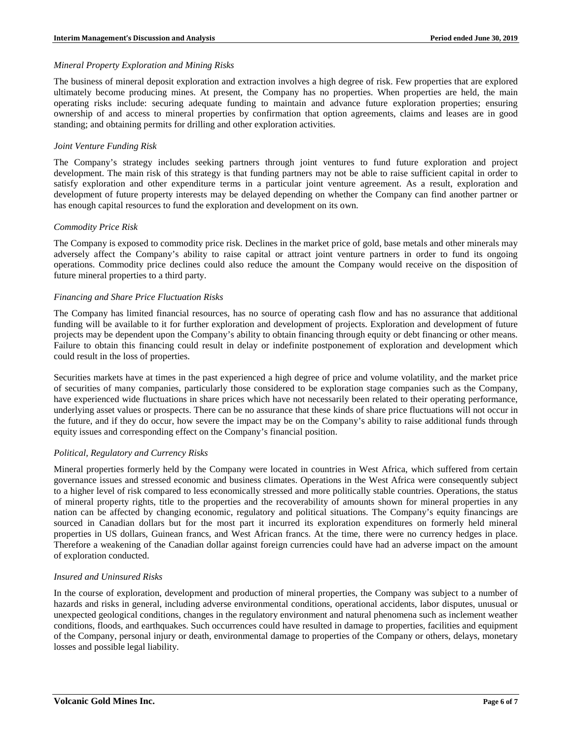*Mineral Property Exploration and Mining Risks*

The business of mineral deposit exploration and extraction involves a high degree of risk. Few properties that are explored ultimately become producing mines. At present, the Company has no properties. When properties are held, the main operating risks include: securing adequate funding to maintain and advance future exploration properties; ensuring ownership of and access to mineral properties by confirmation that option agreements, claims and leases are in good standing; and obtaining permits for drilling and other exploration activities.

*Joint Venture Funding Risk*

The Company's strategy includes seeking partners through joint ventures to fund future exploration and project development. The main risk of this strategy is that funding partners may not be able to raise sufficient capital in order to satisfy exploration and other expenditure terms in a particular joint venture agreement. As a result, exploration and development of future property interests may be delayed depending on whether the Company can find another partner or has enough capital resources to fund the exploration and development on its own.

*Commodity Price Risk*

The Company is exposed to commodity price risk. Declines in the market price of gold, base metals and other minerals may adversely affect the Company's ability to raise capital or attract joint venture partners in order to fund its ongoing operations. Commodity price declines could also reduce the amount the Company would receive on the disposition of future mineral properties to a third party.

*Financing and Share Price Fluctuation Risks*

The Company has limited financial resources, has no source of operating cash flow and has no assurance that additional funding will be available to it for further exploration and development of projects. Exploration and development of future projects may be dependent upon the Company's ability to obtain financing through equity or debt financing or other means. Failure to obtain this financing could result in delay or indefinite postponement of exploration and development which could result in the loss of properties.

Securities markets have at times in the past experienced a high degree of price and volume volatility, and the market price of securities of many companies, particularly those considered to be exploration stage companies such as the Company, have experienced wide fluctuations in share prices which have not necessarily been related to their operating performance, underlying asset values or prospects. There can be no assurance that these kinds of share price fluctuations will not occur in the future, and if they do occur, how severe the impact may be on the Company's ability to raise additional funds through equity issues and corresponding effect on the Company's financial position.

*Political, Regulatory and Currency Risks*

Mineral properties formerly held by the Company were located in countries in West Africa, which suffered from certain governance issues and stressed economic and business climates. Operations in the West Africa were consequently subject to a higher level of risk compared to less economically stressed and more politically stable countries. Operations, the status of mineral property rights, title to the properties and the recoverability of amounts shown for mineral properties in any nation can be affected by changing economic, regulatory and political situations. The Company's equity financings are sourced in Canadian dollars but for the most part it incurred its exploration expenditures on formerly held mineral properties in US dollars, Guinean francs, and West African francs. At the time, there were no currency hedges in place. Therefore a weakening of the Canadian dollar against foreign currencies could have had an adverse impact on the amount of exploration conducted.

*Insured and Uninsured Risks*

In the course of exploration, development and production of mineral properties, the Company was subject to a number of hazards and risks in general, including adverse environmental conditions, operational accidents, labor disputes, unusual or unexpected geological conditions, changes in the regulatory environment and natural phenomena such as inclement weather conditions, floods, and earthquakes. Such occurrences could have resulted in damage to properties, facilities and equipment of the Company, personal injury or death, environmental damage to properties of the Company or others, delays, monetary losses and possible legal liability.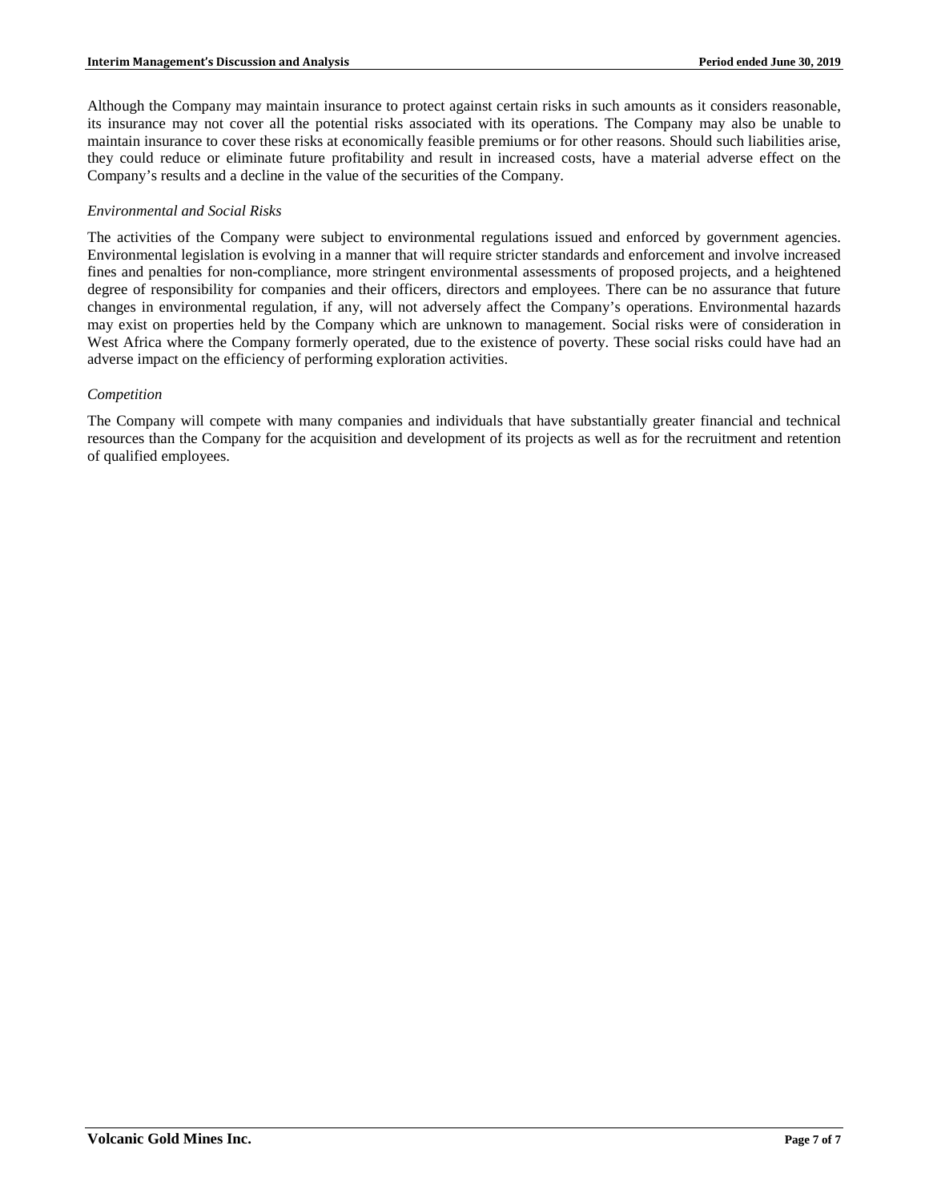Although the Company may maintain insurance to protect against certain risks in such amounts as it considers reasonable, its insurance may not cover all the potential risks associated with its operations. The Company may also be unable to maintain insurance to cover these risks at economically feasible premiums or for other reasons. Should such liabilities arise, they could reduce or eliminate future profitability and result in increased costs, have a material adverse effect on the Company's results and a decline in the value of the securities of the Company.

*Environmental and Social Risks*

The activities of the Company were subject to environmental regulations issued and enforced by government agencies. Environmental legislation is evolving in a manner that will require stricter standards and enforcement and involve increased fines and penalties for non-compliance, more stringent environmental assessments of proposed projects, and a heightened degree of responsibility for companies and their officers, directors and employees. There can be no assurance that future changes in environmental regulation, if any, will not adversely affect the Company's operations. Environmental hazards may exist on properties held by the Company which are unknown to management. Social risks were of consideration in West Africa where the Company formerly operated, due to the existence of poverty. These social risks could have had an adverse impact on the efficiency of performing exploration activities.

*Competition*

The Company will compete with many companies and individuals that have substantially greater financial and technical resources than the Company for the acquisition and development of its projects as well as for the recruitment and retention of qualified employees.